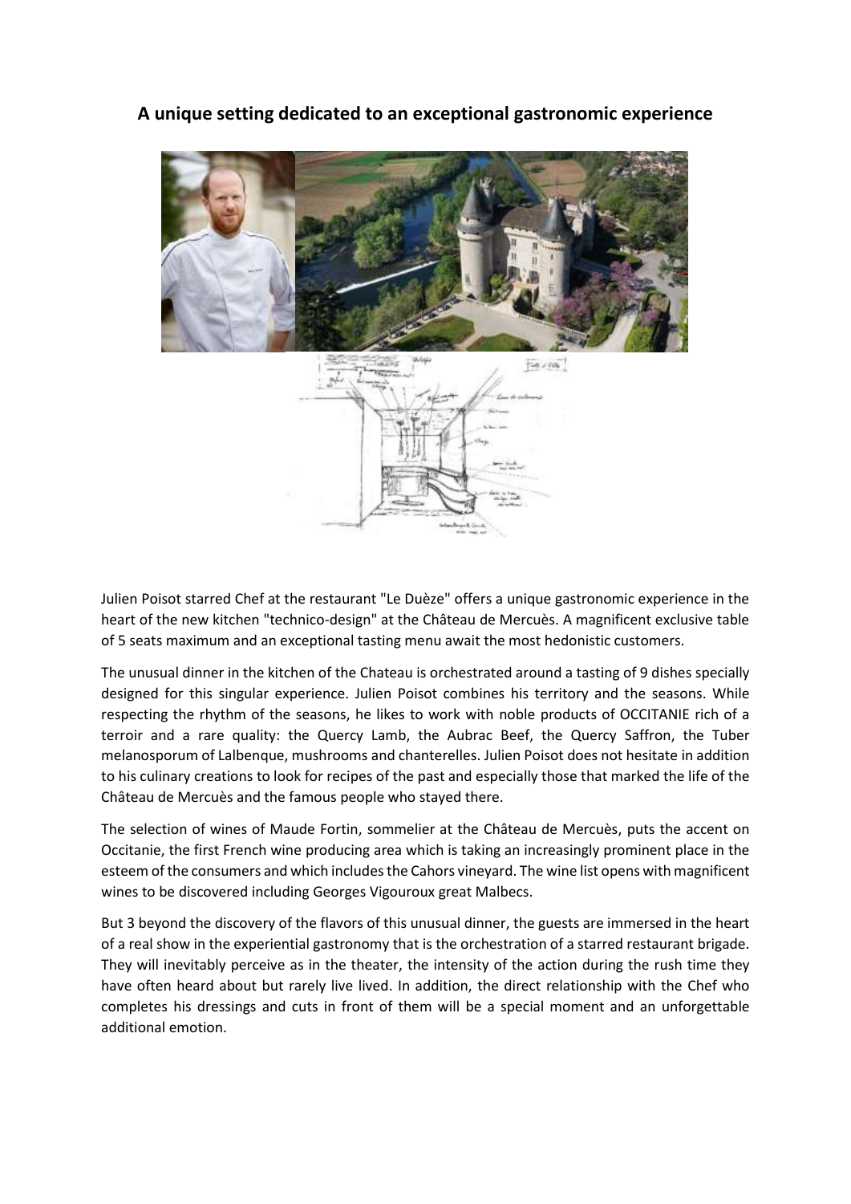## A unique setting dedicated to an exceptional gastronomic experience

Julien Poisot starred Chef at the restaurant "Le Duèze" offers a unique gastronomic experience in the heart of the new kitchen "technico-design" at the Château de Mercuès. A magnificent exclusive table of 5 seats maximum and an exceptional tasting menu await the most hedonistic customers.

The unusual dinner in the kitchen of the Chateau is orchestrated around a tasting of 9 dishes specially designed for this singular experience. Julien Poisot combines his territory and the seasons. While respecting the rhythm of the seasons, he likes to work with noble products of OCCITANIE rich of a terroir and a rare quality: the Quercy Lamb, the Aubrac Beef, the Quercy Saffron, the Tuber melanosporum of Lalbenque, mushrooms and chanterelles. Julien Poisot does not hesitate in addition to his culinary creations to look for recipes of the past and especially those that marked the life of the Château de Mercuès and the famous people who stayed there.

The selection of wines of Maude Fortin, sommelier at the Château de Mercuès, puts the accent on Occitanie, the first French wine producing area which is taking an increasingly prominent place in the esteem of the consumers and which includes the Cahors vineyard. The wine list opens with magnificent wines to be discovered including Georges Vigouroux great Malbecs.

But 3 beyond the discovery of the flavors of this unusual dinner, the guests are immersed in the heart of a real show in the experiential gastronomy that is the orchestration of a starred restaurant brigade. They will inevitably perceive as in the theater, the intensity of the action during the rush time they have often heard about but rarely live lived. In addition, the direct relationship with the Chef who completes his dressings and cuts in front of them will be a special moment and an unforgettable additional emotion.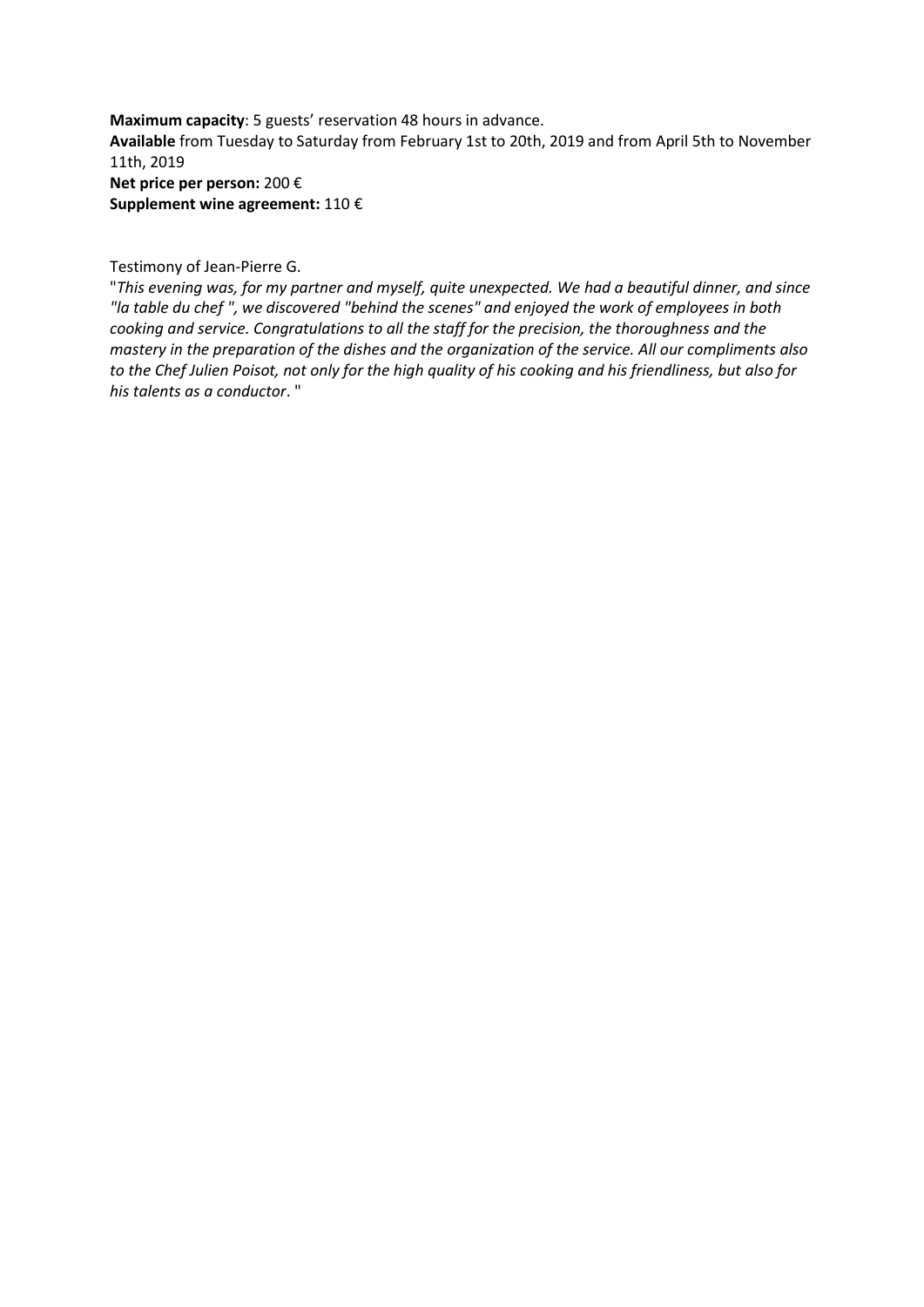**Maximum capacity**: 5 guests' reservation 48 hours in advance.
**Available** from Tuesday to Saturday from February 1st to 20th, 2019 and from April 5th to November 11th, 2019
**Net price per person:** 200 €
**Supplement wine agreement:** 110 €

Testimony of Jean-Pierre G.
"*This evening was, for my partner and myself, quite unexpected. We had a beautiful dinner, and since "la table du chef ", we discovered "behind the scenes" and enjoyed the work of employees in both cooking and service. Congratulations to all the staff for the precision, the thoroughness and the mastery in the preparation of the dishes and the organization of the service. All our compliments also to the Chef Julien Poisot, not only for the high quality of his cooking and his friendliness, but also for his talents as a conductor*. "